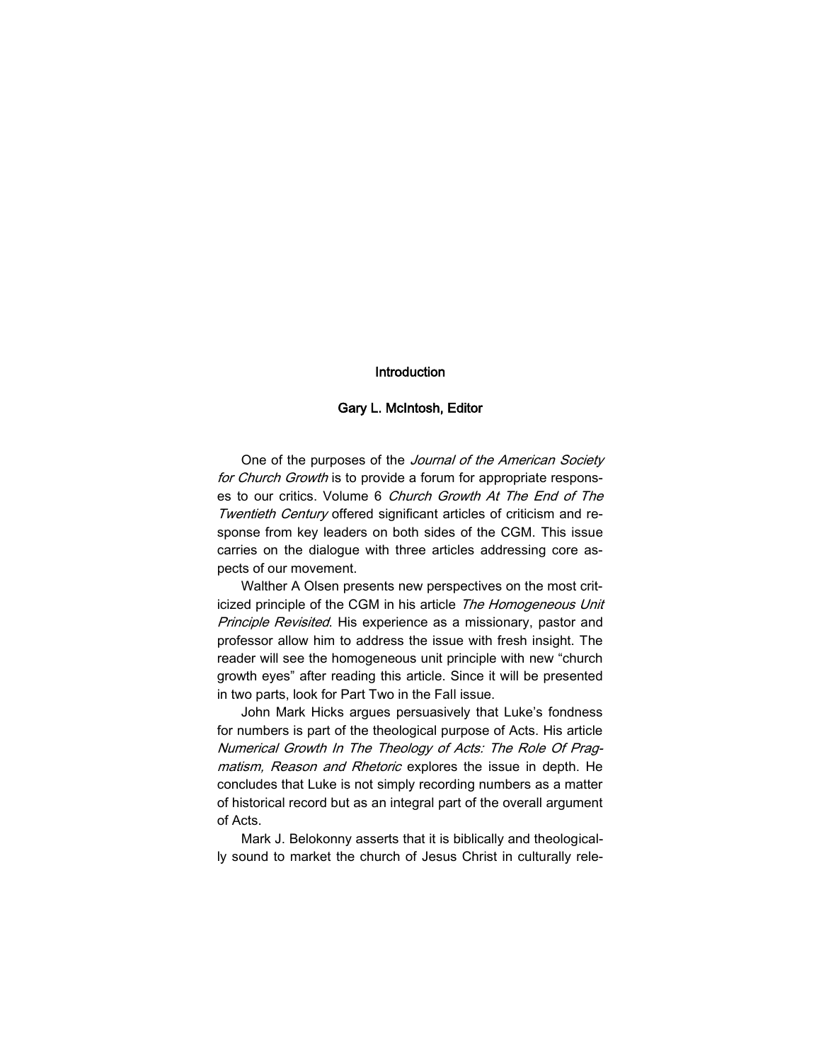# Introduction

## Gary L. McIntosh, Editor

One of the purposes of the *Journal of the American Society for Church Growth* is to provide a forum for appropriate responses to our critics. Volume 6 *Church Growth At The End of The Twentieth Century* offered significant articles of criticism and response from key leaders on both sides of the CGM. This issue carries on the dialogue with three articles addressing core aspects of our movement.

Walther A Olsen presents new perspectives on the most criticized principle of the CGM in his article *The Homogeneous Unit Principle Revisited*. His experience as a missionary, pastor and professor allow him to address the issue with fresh insight. The reader will see the homogeneous unit principle with new "church growth eyes" after reading this article. Since it will be presented in two parts, look for Part Two in the Fall issue.

John Mark Hicks argues persuasively that Luke's fondness for numbers is part of the theological purpose of Acts. His article *Numerical Growth In The Theology of Acts: The Role Of Pragmatism, Reason and Rhetoric* explores the issue in depth. He concludes that Luke is not simply recording numbers as a matter of historical record but as an integral part of the overall argument of Acts.

Mark J. Belokonny asserts that it is biblically and theologically sound to market the church of Jesus Christ in culturally rele-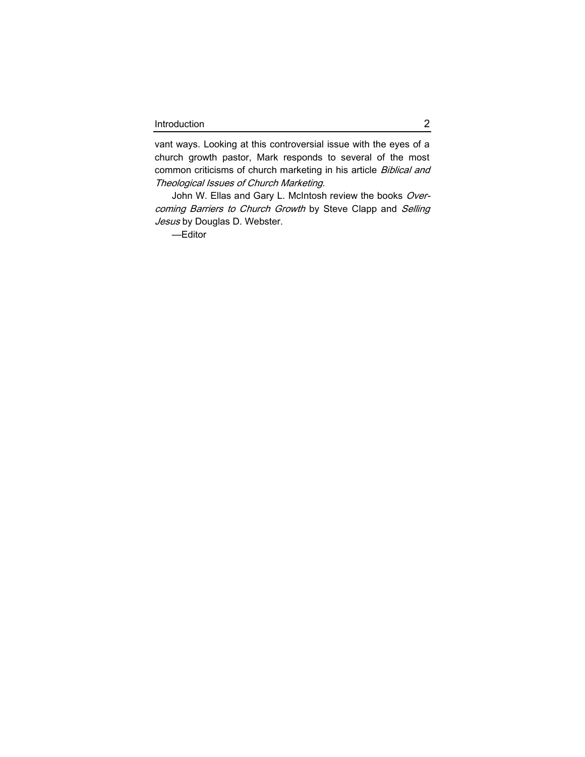vant ways. Looking at this controversial issue with the eyes of a church growth pastor, Mark responds to several of the most common criticisms of church marketing in his article *Biblical and Theological Issues of Church Marketing*.

John W. Ellas and Gary L. McIntosh review the books *Overcoming Barriers to Church Growth* by Steve Clapp and *Selling Jesus* by Douglas D. Webster.

—Editor